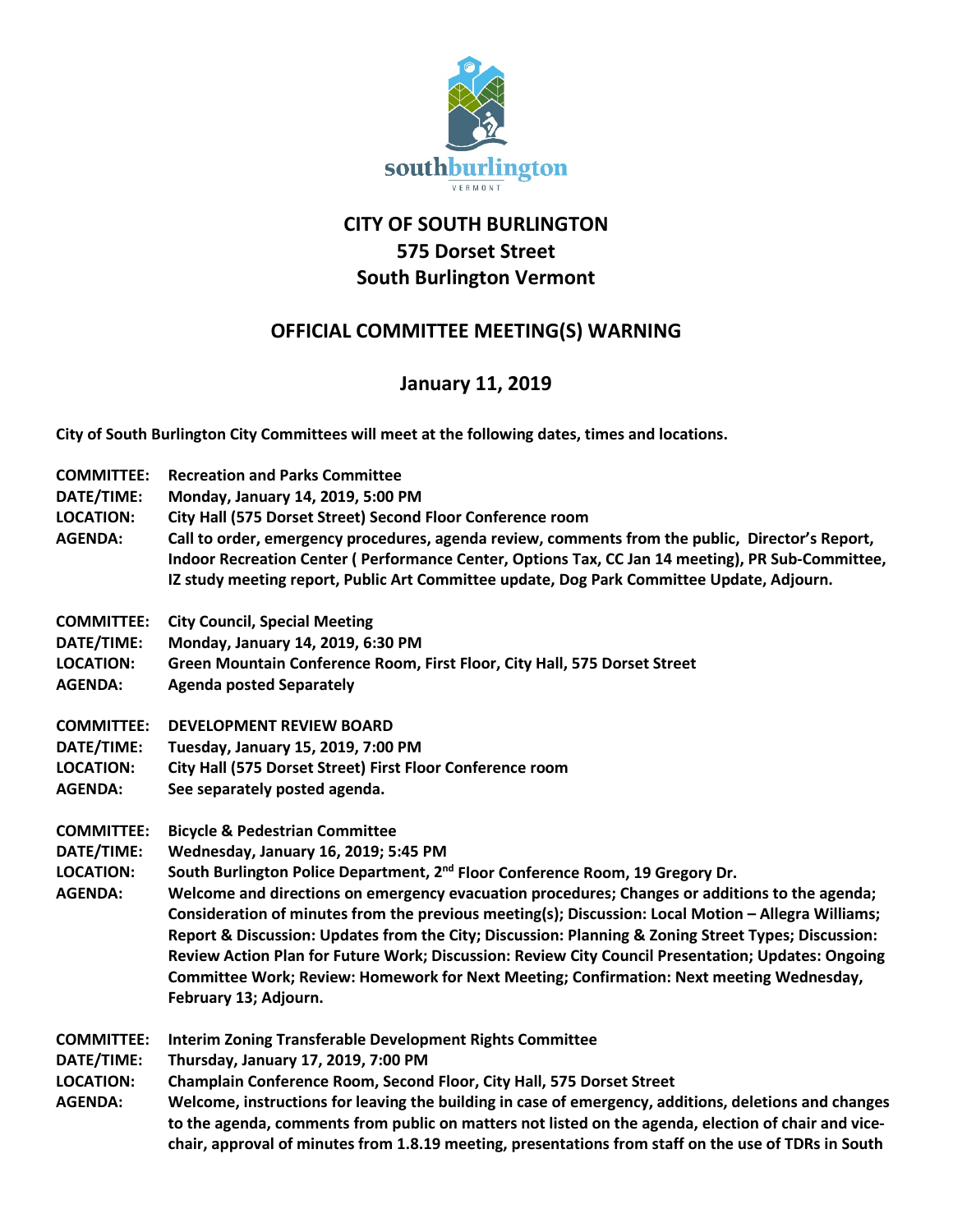# CITY OF SOUTH BURLINGTON
# 575 Dorset Street
# South Burlington Vermont

## OFFICIAL COMMITTEE MEETING(S) WARNING

## January 11, 2019

**City of South Burlington City Committees will meet at the following dates, times and locations.**

**COMMITTEE:** **Recreation and Parks Committee**
**DATE/TIME:** **Monday, January 14, 2019, 5:00 PM**
**LOCATION:** **City Hall (575 Dorset Street) Second Floor Conference room**
**AGENDA:** **Call to order, emergency procedures, agenda review, comments from the public, Director's Report, Indoor Recreation Center ( Performance Center, Options Tax, CC Jan 14 meeting), PR Sub-Committee, IZ study meeting report, Public Art Committee update, Dog Park Committee Update, Adjourn.**

**COMMITTEE:** **City Council, Special Meeting**
**DATE/TIME:** **Monday, January 14, 2019, 6:30 PM**
**LOCATION:** **Green Mountain Conference Room, First Floor, City Hall, 575 Dorset Street**
**AGENDA:** **Agenda posted Separately**

**COMMITTEE:** **DEVELOPMENT REVIEW BOARD**
**DATE/TIME:** **Tuesday, January 15, 2019, 7:00 PM**
**LOCATION:** **City Hall (575 Dorset Street) First Floor Conference room**
**AGENDA:** **See separately posted agenda.**

**COMMITTEE:** **Bicycle & Pedestrian Committee**
**DATE/TIME:** **Wednesday, January 16, 2019; 5:45 PM**
**LOCATION:** **South Burlington Police Department, 2nd Floor Conference Room, 19 Gregory Dr.**
**AGENDA:** **Welcome and directions on emergency evacuation procedures; Changes or additions to the agenda; Consideration of minutes from the previous meeting(s); Discussion: Local Motion – Allegra Williams; Report & Discussion: Updates from the City; Discussion: Planning & Zoning Street Types; Discussion: Review Action Plan for Future Work; Discussion: Review City Council Presentation; Updates: Ongoing Committee Work; Review: Homework for Next Meeting; Confirmation: Next meeting Wednesday, February 13; Adjourn.**

**COMMITTEE:** **Interim Zoning Transferable Development Rights Committee**
**DATE/TIME:** **Thursday, January 17, 2019, 7:00 PM**
**LOCATION:** **Champlain Conference Room, Second Floor, City Hall, 575 Dorset Street**
**AGENDA:** **Welcome, instructions for leaving the building in case of emergency, additions, deletions and changes to the agenda, comments from public on matters not listed on the agenda, election of chair and vice-chair, approval of minutes from 1.8.19 meeting, presentations from staff on the use of TDRs in South**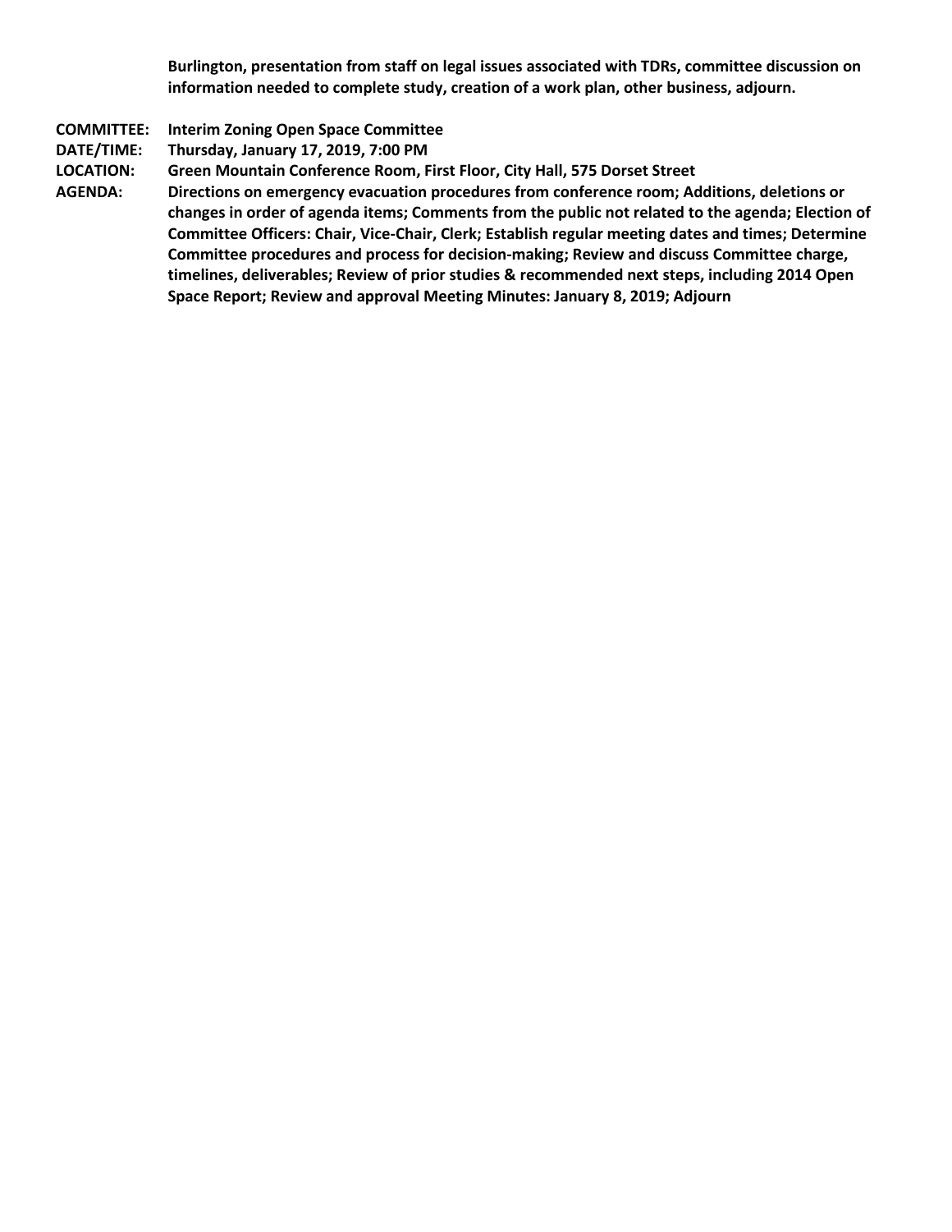**Burlington, presentation from staff on legal issues associated with TDRs, committee discussion on information needed to complete study, creation of a work plan, other business, adjourn.**

**COMMITTEE:** **Interim Zoning Open Space Committee**
**DATE/TIME:** **Thursday, January 17, 2019, 7:00 PM**
**LOCATION:** **Green Mountain Conference Room, First Floor, City Hall, 575 Dorset Street**
**AGENDA:** **Directions on emergency evacuation procedures from conference room; Additions, deletions or changes in order of agenda items; Comments from the public not related to the agenda; Election of Committee Officers: Chair, Vice-Chair, Clerk; Establish regular meeting dates and times; Determine Committee procedures and process for decision-making; Review and discuss Committee charge, timelines, deliverables; Review of prior studies & recommended next steps, including 2014 Open Space Report; Review and approval Meeting Minutes: January 8, 2019; Adjourn**